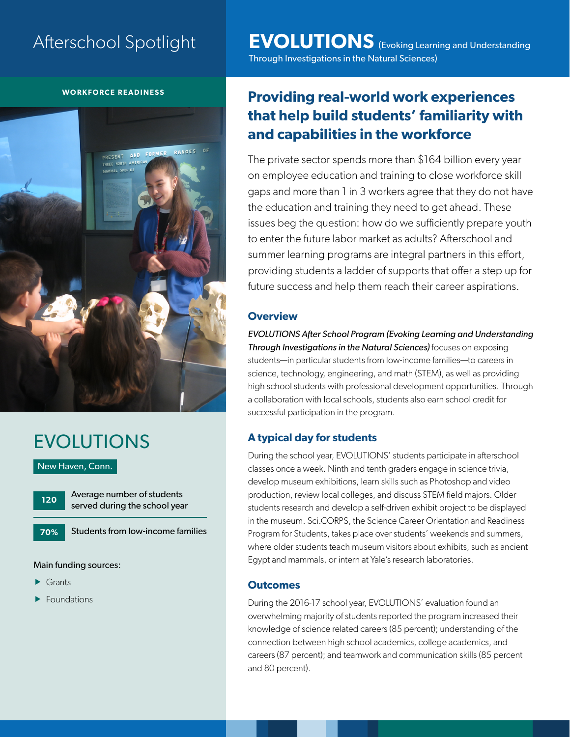Afterschool Spotlight

# EVOLUTIONS (Evoking Learning and Understanding Through Investigations in the Natural Sciences)

**WORKFORCE READINESS**

## EVOLUTIONS

New Haven, Conn.

| | |
|---|---|
| 120 | Average number of students served during the school year |
| 70% | Students from low-income families |

Main funding sources:

- Grants
- Foundations

## Providing real-world work experiences that help build students' familiarity with and capabilities in the workforce

The private sector spends more than $164 billion every year on employee education and training to close workforce skill gaps and more than 1 in 3 workers agree that they do not have the education and training they need to get ahead. These issues beg the question: how do we sufficiently prepare youth to enter the future labor market as adults? Afterschool and summer learning programs are integral partners in this effort, providing students a ladder of supports that offer a step up for future success and help them reach their career aspirations.

### Overview

*EVOLUTIONS After School Program (Evoking Learning and Understanding Through Investigations in the Natural Sciences)* focuses on exposing students—in particular students from low-income families—to careers in science, technology, engineering, and math (STEM), as well as providing high school students with professional development opportunities. Through a collaboration with local schools, students also earn school credit for successful participation in the program.

### A typical day for students

During the school year, EVOLUTIONS' students participate in afterschool classes once a week. Ninth and tenth graders engage in science trivia, develop museum exhibitions, learn skills such as Photoshop and video production, review local colleges, and discuss STEM field majors. Older students research and develop a self-driven exhibit project to be displayed in the museum. Sci.CORPS, the Science Career Orientation and Readiness Program for Students, takes place over students' weekends and summers, where older students teach museum visitors about exhibits, such as ancient Egypt and mammals, or intern at Yale's research laboratories.

### Outcomes

During the 2016-17 school year, EVOLUTIONS' evaluation found an overwhelming majority of students reported the program increased their knowledge of science related careers (85 percent); understanding of the connection between high school academics, college academics, and careers (87 percent); and teamwork and communication skills (85 percent and 80 percent).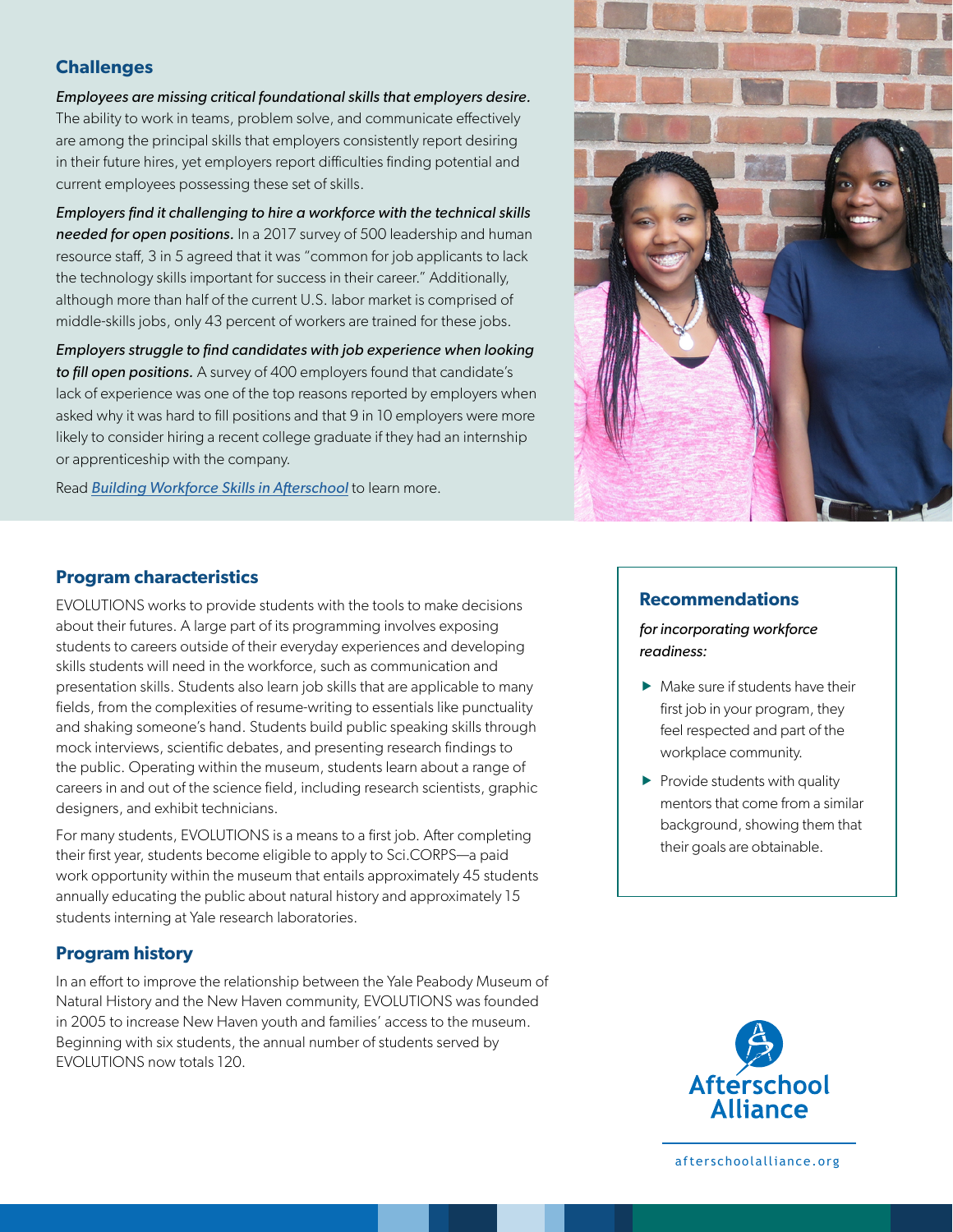## Challenges

*Employees are missing critical foundational skills that employers desire.* The ability to work in teams, problem solve, and communicate effectively are among the principal skills that employers consistently report desiring in their future hires, yet employers report difficulties finding potential and current employees possessing these set of skills.

*Employers find it challenging to hire a workforce with the technical skills needed for open positions.* In a 2017 survey of 500 leadership and human resource staff, 3 in 5 agreed that it was "common for job applicants to lack the technology skills important for success in their career." Additionally, although more than half of the current U.S. labor market is comprised of middle-skills jobs, only 43 percent of workers are trained for these jobs.

*Employers struggle to find candidates with job experience when looking to fill open positions.* A survey of 400 employers found that candidate's lack of experience was one of the top reasons reported by employers when asked why it was hard to fill positions and that 9 in 10 employers were more likely to consider hiring a recent college graduate if they had an internship or apprenticeship with the company.

Read *Building Workforce Skills in Afterschool* to learn more.

## Program characteristics

EVOLUTIONS works to provide students with the tools to make decisions about their futures. A large part of its programming involves exposing students to careers outside of their everyday experiences and developing skills students will need in the workforce, such as communication and presentation skills. Students also learn job skills that are applicable to many fields, from the complexities of resume-writing to essentials like punctuality and shaking someone's hand. Students build public speaking skills through mock interviews, scientific debates, and presenting research findings to the public. Operating within the museum, students learn about a range of careers in and out of the science field, including research scientists, graphic designers, and exhibit technicians.

For many students, EVOLUTIONS is a means to a first job. After completing their first year, students become eligible to apply to Sci.CORPS—a paid work opportunity within the museum that entails approximately 45 students annually educating the public about natural history and approximately 15 students interning at Yale research laboratories.

## Program history

In an effort to improve the relationship between the Yale Peabody Museum of Natural History and the New Haven community, EVOLUTIONS was founded in 2005 to increase New Haven youth and families' access to the museum. Beginning with six students, the annual number of students served by EVOLUTIONS now totals 120.

## Recommendations

*for incorporating workforce readiness:*

- Make sure if students have their first job in your program, they feel respected and part of the workplace community.
- Provide students with quality mentors that come from a similar background, showing them that their goals are obtainable.

Afterschool Alliance

afterschoolalliance.org